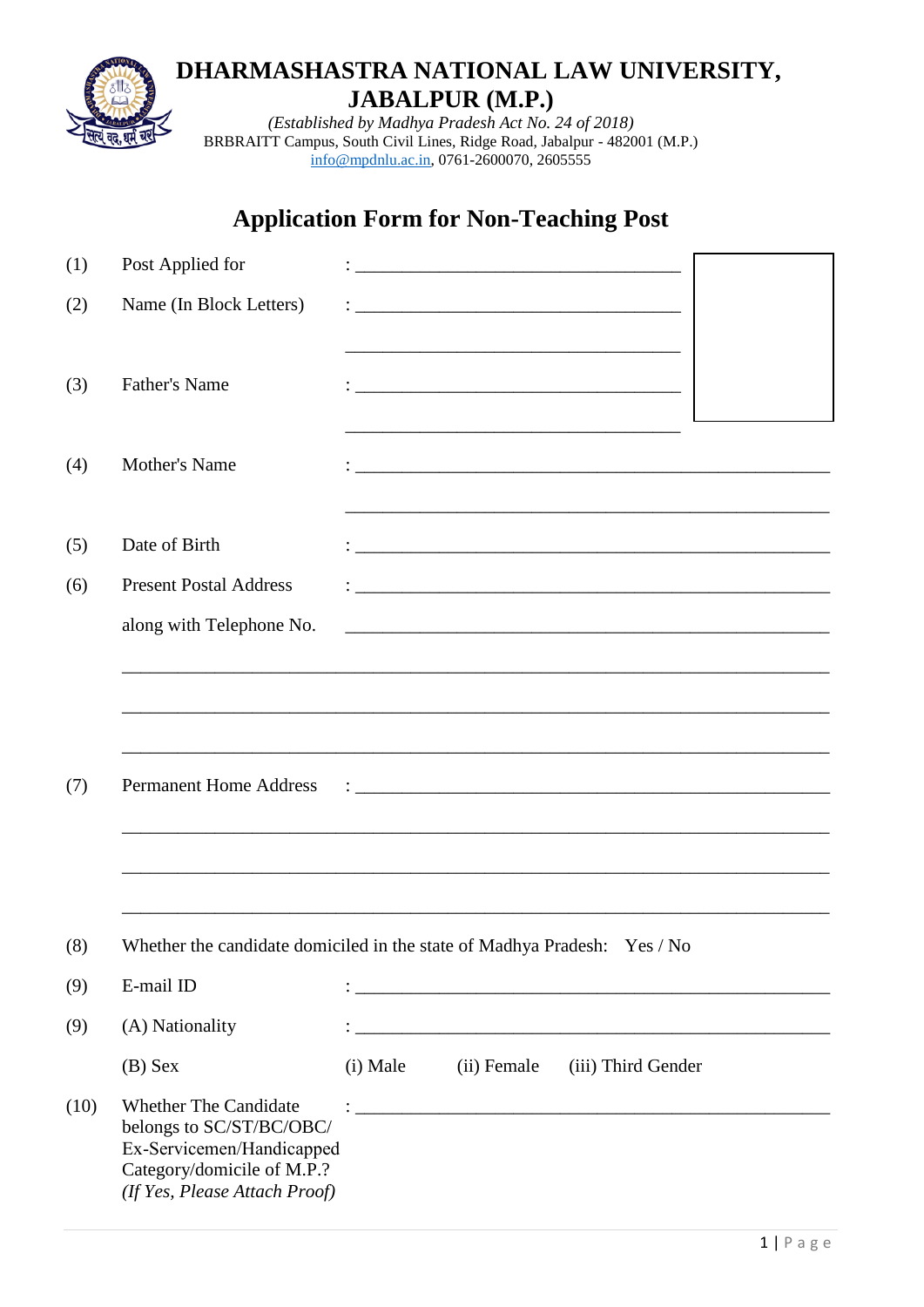# DHARMASHASTRA NATIONAL LAW UNIVERSITY, JABALPUR (M.P.)

*(Established by Madhya Pradesh Act No. 24 of 2018)*
BRBRAITT Campus, South Civil Lines, Ridge Road, Jabalpur - 482001 (M.P.)
info@mpdnlu.ac.in, 0761-2600070, 2605555

## Application Form for Non-Teaching Post

(1) Post Applied for : ______________________________

(2) Name (In Block Letters) : ______________________________

______________________________

(3) Father's Name : ______________________________

______________________________

(4) Mother's Name : ______________________________

______________________________

(5) Date of Birth : ______________________________

(6) Present Postal Address along with Telephone No. : ______________________________

______________________________

______________________________

______________________________

______________________________

(7) Permanent Home Address : ______________________________

______________________________

______________________________

______________________________

(8) Whether the candidate domiciled in the state of Madhya Pradesh: Yes / No

(9) E-mail ID : ______________________________

(9) (A) Nationality : ______________________________

(B) Sex (i) Male (ii) Female (iii) Third Gender

(10) Whether The Candidate belongs to SC/ST/BC/OBC/ Ex-Servicemen/Handicapped Category/domicile of M.P.? *(If Yes, Please Attach Proof)* : ______________________________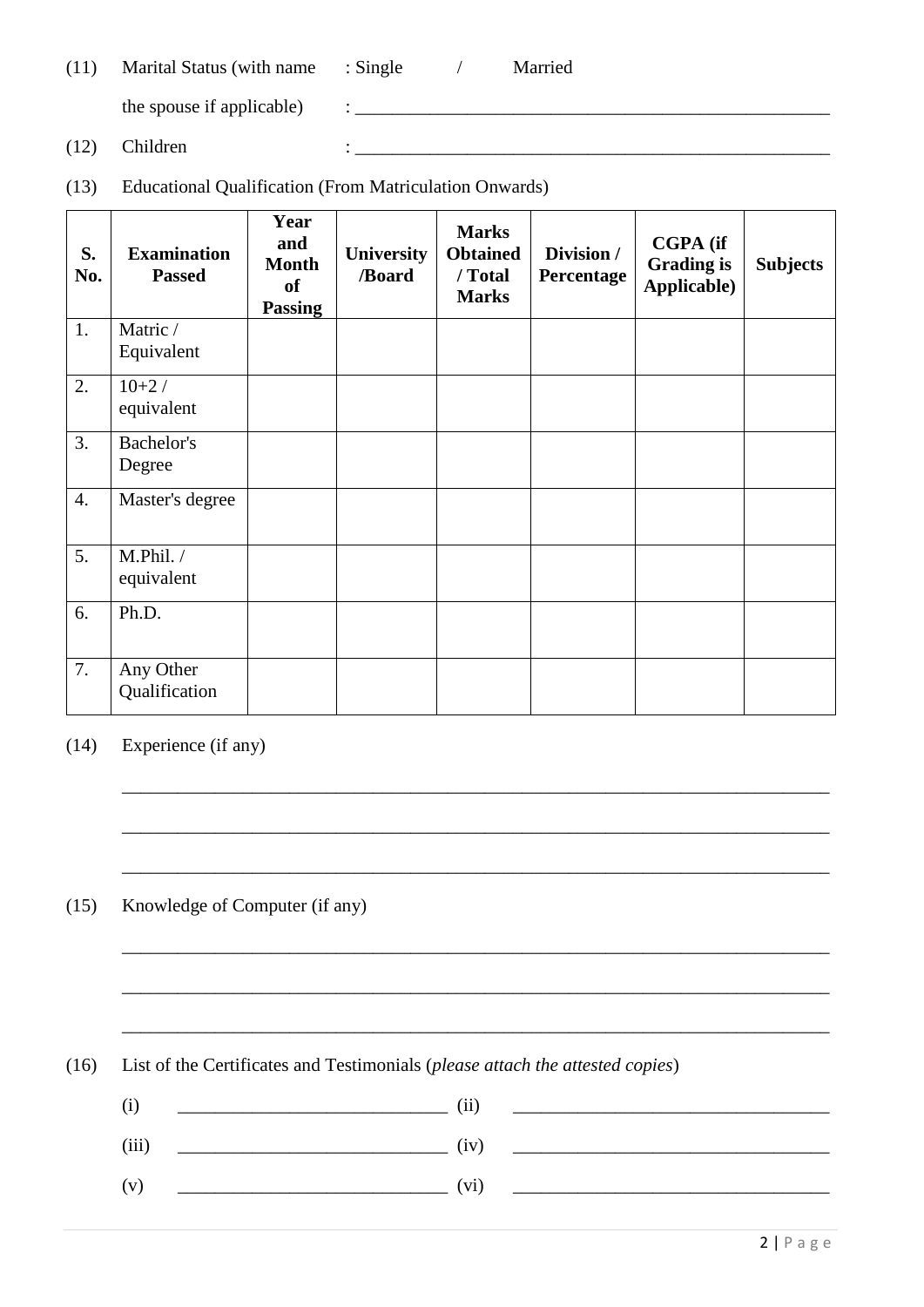(11) Marital Status (with name : Single / Married

the spouse if applicable) : ____________________________________________________

(12) Children : ____________________________________________________

(13) Educational Qualification (From Matriculation Onwards)

| S. No. | Examination Passed | Year and Month of Passing | University /Board | Marks Obtained / Total Marks | Division / Percentage | CGPA (if Grading is Applicable) | Subjects |
|---|---|---|---|---|---|---|---|
| 1. | Matric / Equivalent | | | | | | |
| 2. | 10+2 / equivalent | | | | | | |
| 3. | Bachelor's Degree | | | | | | |
| 4. | Master's degree | | | | | | |
| 5. | M.Phil. / equivalent | | | | | | |
| 6. | Ph.D. | | | | | | |
| 7. | Any Other Qualification | | | | | | |

(14) Experience (if any)

______________________________________________________________________________

______________________________________________________________________________

______________________________________________________________________________

(15) Knowledge of Computer (if any)

______________________________________________________________________________

______________________________________________________________________________

______________________________________________________________________________

(16) List of the Certificates and Testimonials (*please attach the attested copies*)

(i) _____________________________ (ii) __________________________________

(iii) _____________________________ (iv) __________________________________

(v) _____________________________ (vi) __________________________________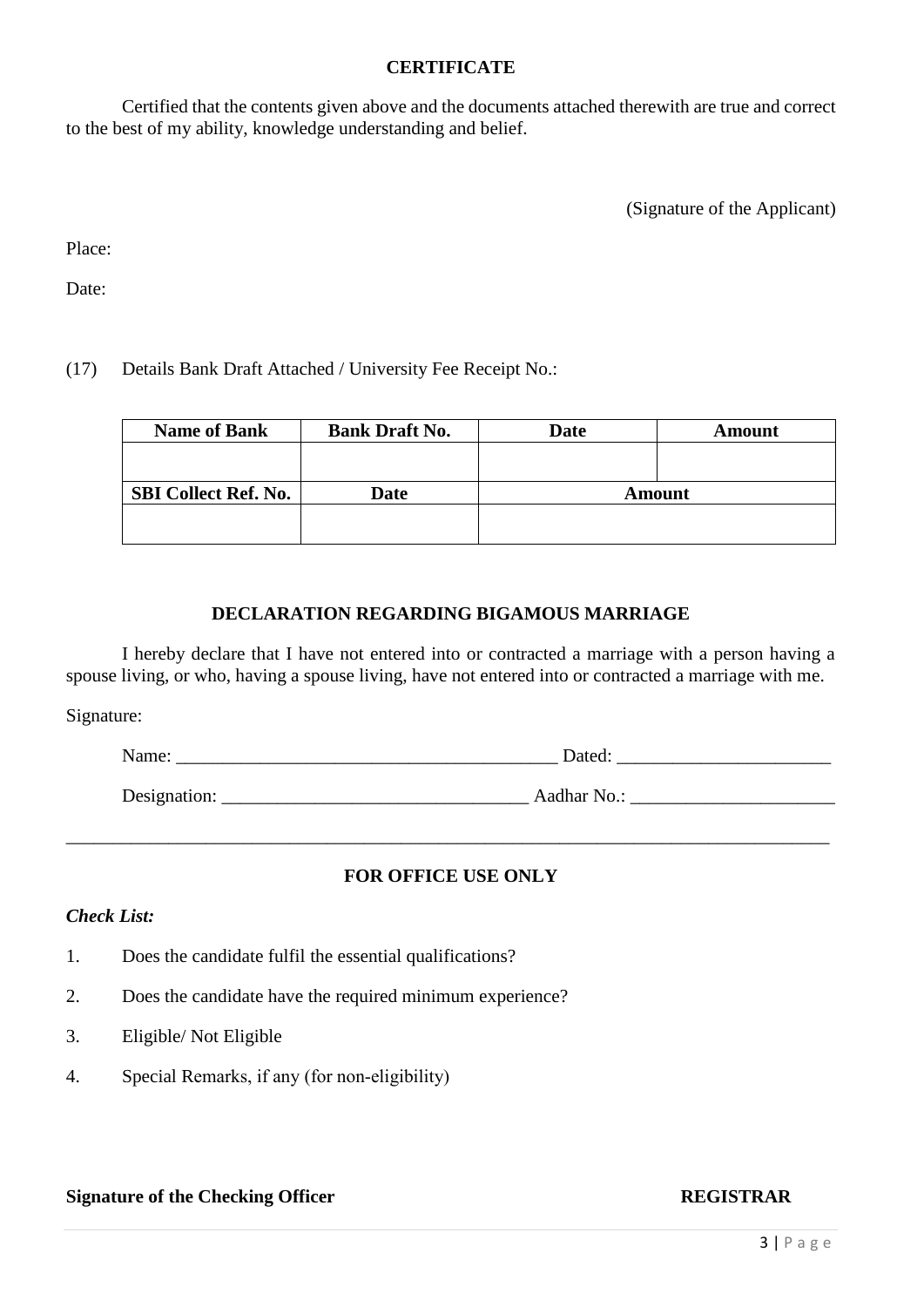**CERTIFICATE**

Certified that the contents given above and the documents attached therewith are true and correct to the best of my ability, knowledge understanding and belief.

(Signature of the Applicant)

Place:

Date:

(17) Details Bank Draft Attached / University Fee Receipt No.:

| Name of Bank | Bank Draft No. | Date | Amount |
|---|---|---|---|
| | | | |
| **SBI Collect Ref. No.** | **Date** | **Amount** | |
| | | | |

**DECLARATION REGARDING BIGAMOUS MARRIAGE**

I hereby declare that I have not entered into or contracted a marriage with a person having a spouse living, or who, having a spouse living, have not entered into or contracted a marriage with me.

Signature:

Name: ________________________________________ Dated: ______________________

Designation: ________________________________ Aadhar No.: _____________________

---

**FOR OFFICE USE ONLY**

***Check List:***

1. Does the candidate fulfil the essential qualifications?
2. Does the candidate have the required minimum experience?
3. Eligible/ Not Eligible
4. Special Remarks, if any (for non-eligibility)

**Signature of the Checking Officer** **REGISTRAR**